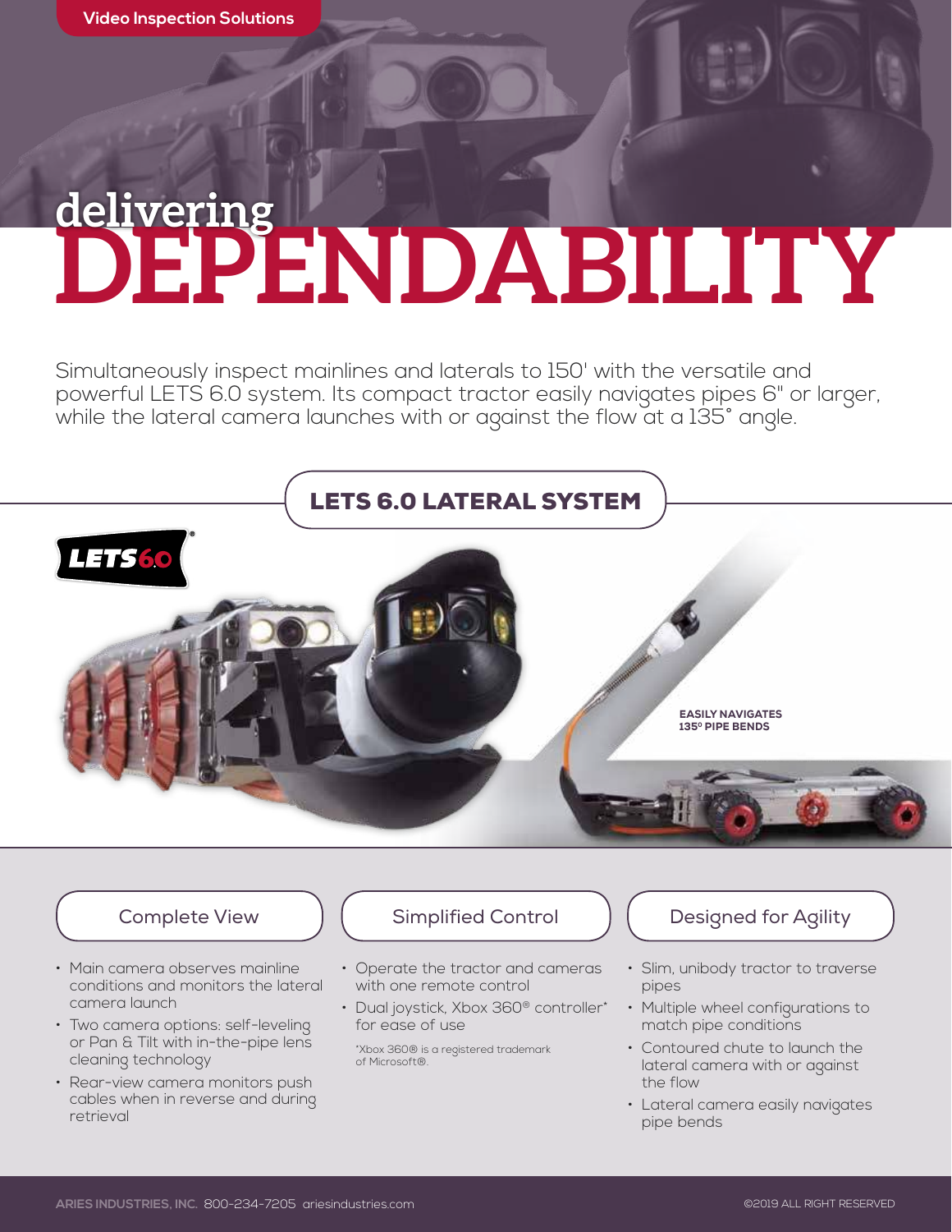Video Inspection Solutions

# delivering DEPENDABILITY

Simultaneously inspect mainlines and laterals to 150' with the versatile and powerful LETS 6.0 system. Its compact tractor easily navigates pipes 6" or larger, while the lateral camera launches with or against the flow at a 135° angle.

## LETS 6.0 LATERAL SYSTEM

LETS 6.0®

EASILY NAVIGATES 135° PIPE BENDS

### Complete View

- Main camera observes mainline conditions and monitors the lateral camera launch
- Two camera options: self-leveling or Pan & Tilt with in-the-pipe lens cleaning technology
- Rear-view camera monitors push cables when in reverse and during retrieval

### Simplified Control

- Operate the tractor and cameras with one remote control
- Dual joystick, Xbox 360® controller* for ease of use

*Xbox 360® is a registered trademark of Microsoft®.

### Designed for Agility

- Slim, unibody tractor to traverse pipes
- Multiple wheel configurations to match pipe conditions
- Contoured chute to launch the lateral camera with or against the flow
- Lateral camera easily navigates pipe bends

ARIES INDUSTRIES, INC. 800-234-7205 ariesindustries.com

©2019 ALL RIGHT RESERVED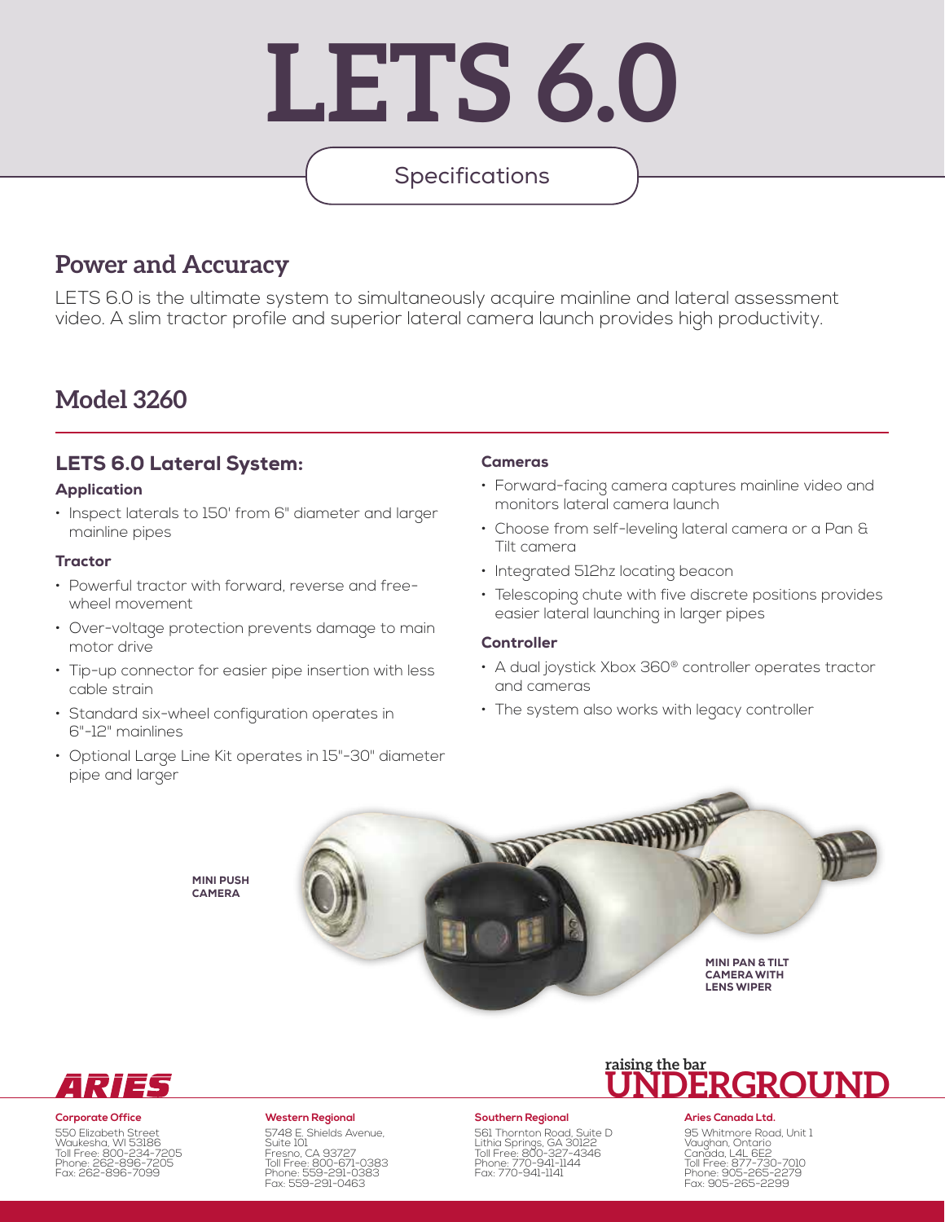# LETS 6.0

Specifications

## Power and Accuracy

LETS 6.0 is the ultimate system to simultaneously acquire mainline and lateral assessment video. A slim tractor profile and superior lateral camera launch provides high productivity.

## Model 3260

### LETS 6.0 Lateral System:

#### Application

- Inspect laterals to 150' from 6" diameter and larger mainline pipes

#### Tractor

- Powerful tractor with forward, reverse and free-wheel movement
- Over-voltage protection prevents damage to main motor drive
- Tip-up connector for easier pipe insertion with less cable strain
- Standard six-wheel configuration operates in 6"-12" mainlines
- Optional Large Line Kit operates in 15"-30" diameter pipe and larger

#### Cameras

- Forward-facing camera captures mainline video and monitors lateral camera launch
- Choose from self-leveling lateral camera or a Pan & Tilt camera
- Integrated 512hz locating beacon
- Telescoping chute with five discrete positions provides easier lateral launching in larger pipes

#### Controller

- A dual joystick Xbox 360® controller operates tractor and cameras
- The system also works with legacy controller

MINI PUSH CAMERA

MINI PAN & TILT CAMERA WITH LENS WIPER

ARIES

raising the bar UNDERGROUND

**Corporate Office**
550 Elizabeth Street
Waukesha, WI 53186
Toll Free: 800-234-7205
Phone: 262-896-7205
Fax: 262-896-7099

**Western Regional**
5748 E. Shields Avenue, Suite 101
Fresno, CA 93727
Toll Free: 800-671-0383
Phone: 559-291-0383
Fax: 559-291-0463

**Southern Regional**
561 Thornton Road, Suite D
Lithia Springs, GA 30122
Toll Free: 800-327-4346
Phone: 770-941-1144
Fax: 770-941-1141

**Aries Canada Ltd.**
95 Whitmore Road, Unit 1
Vaughan, Ontario
Canada, L4L 6E2
Toll Free: 877-730-7010
Phone: 905-265-2279
Fax: 905-265-2299